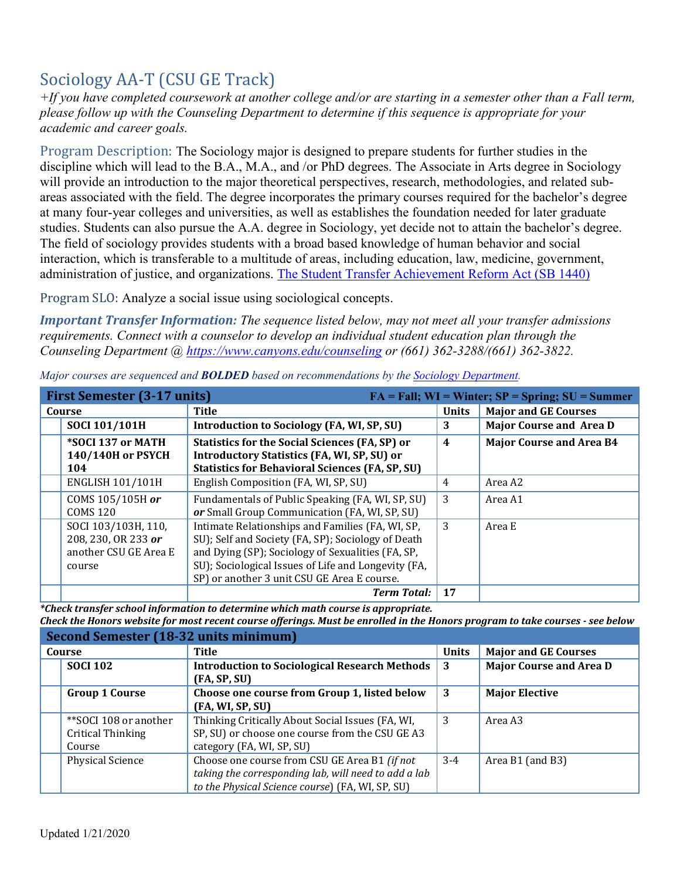# Sociology AA-T (CSU GE Track)

*+If you have completed coursework at another college and/or are starting in a semester other than a Fall term, please follow up with the Counseling Department to determine if this sequence is appropriate for your academic and career goals.*

**Program Description:** The Sociology major is designed to prepare students for further studies in the discipline which will lead to the B.A., M.A., and /or PhD degrees. The Associate in Arts degree in Sociology will provide an introduction to the major theoretical perspectives, research, methodologies, and related sub-areas associated with the field. The degree incorporates the primary courses required for the bachelor's degree at many four-year colleges and universities, as well as establishes the foundation needed for later graduate studies. Students can also pursue the A.A. degree in Sociology, yet decide not to attain the bachelor's degree. The field of sociology provides students with a broad based knowledge of human behavior and social interaction, which is transferable to a multitude of areas, including education, law, medicine, government, administration of justice, and organizations. The Student Transfer Achievement Reform Act (SB 1440)

**Program SLO:** Analyze a social issue using sociological concepts.

***Important Transfer Information:*** *The sequence listed below, may not meet all your transfer admissions requirements. Connect with a counselor to develop an individual student education plan through the Counseling Department @ https://www.canyons.edu/counseling or (661) 362-3288/(661) 362-3822.*

*Major courses are sequenced and **BOLDED** based on recommendations by the Sociology Department.*

| First Semester (3-17 units) | | FA = Fall; WI = Winter; SP = Spring; SU = Summer | | |
|---|---|---|---|---|
| Course | | Title | Units | Major and GE Courses |
| | **SOCI 101/101H** | **Introduction to Sociology (FA, WI, SP, SU)** | **3** | **Major Course and Area D** |
| | ***SOCI 137 or MATH 140/140H or PSYCH 104** | **Statistics for the Social Sciences (FA, SP) or Introductory Statistics (FA, WI, SP, SU) or Statistics for Behavioral Sciences (FA, SP, SU)** | **4** | **Major Course and Area B4** |
| | ENGLISH 101/101H | English Composition (FA, WI, SP, SU) | 4 | Area A2 |
| | COMS 105/105H ***or*** COMS 120 | Fundamentals of Public Speaking (FA, WI, SP, SU) ***or*** Small Group Communication (FA, WI, SP, SU) | 3 | Area A1 |
| | SOCI 103/103H, 110, 208, 230, OR 233 ***or*** another CSU GE Area E course | Intimate Relationships and Families (FA, WI, SP, SU); Self and Society (FA, SP); Sociology of Death and Dying (SP); Sociology of Sexualities (FA, SP, SU); Sociological Issues of Life and Longevity (FA, SP) or another 3 unit CSU GE Area E course. | 3 | Area E |
| | | ***Term Total:*** | **17** | |

***Check transfer school information to determine which math course is appropriate.***
***Check the Honors website for most recent course offerings. Must be enrolled in the Honors program to take courses - see below***

| Second Semester (18-32 units minimum) | | | | |
|---|---|---|---|---|
| Course | | Title | Units | Major and GE Courses |
| | **SOCI 102** | **Introduction to Sociological Research Methods (FA, SP, SU)** | **3** | **Major Course and Area D** |
| | **Group 1 Course** | **Choose one course from Group 1, listed below (FA, WI, SP, SU)** | **3** | **Major Elective** |
| | **SOCI 108 or another Critical Thinking Course | Thinking Critically About Social Issues (FA, WI, SP, SU) or choose one course from the CSU GE A3 category (FA, WI, SP, SU) | 3 | Area A3 |
| | Physical Science | Choose one course from CSU GE Area B1 *(if not taking the corresponding lab, will need to add a lab to the Physical Science course)* (FA, WI, SP, SU) | 3-4 | Area B1 (and B3) |

Updated 1/21/2020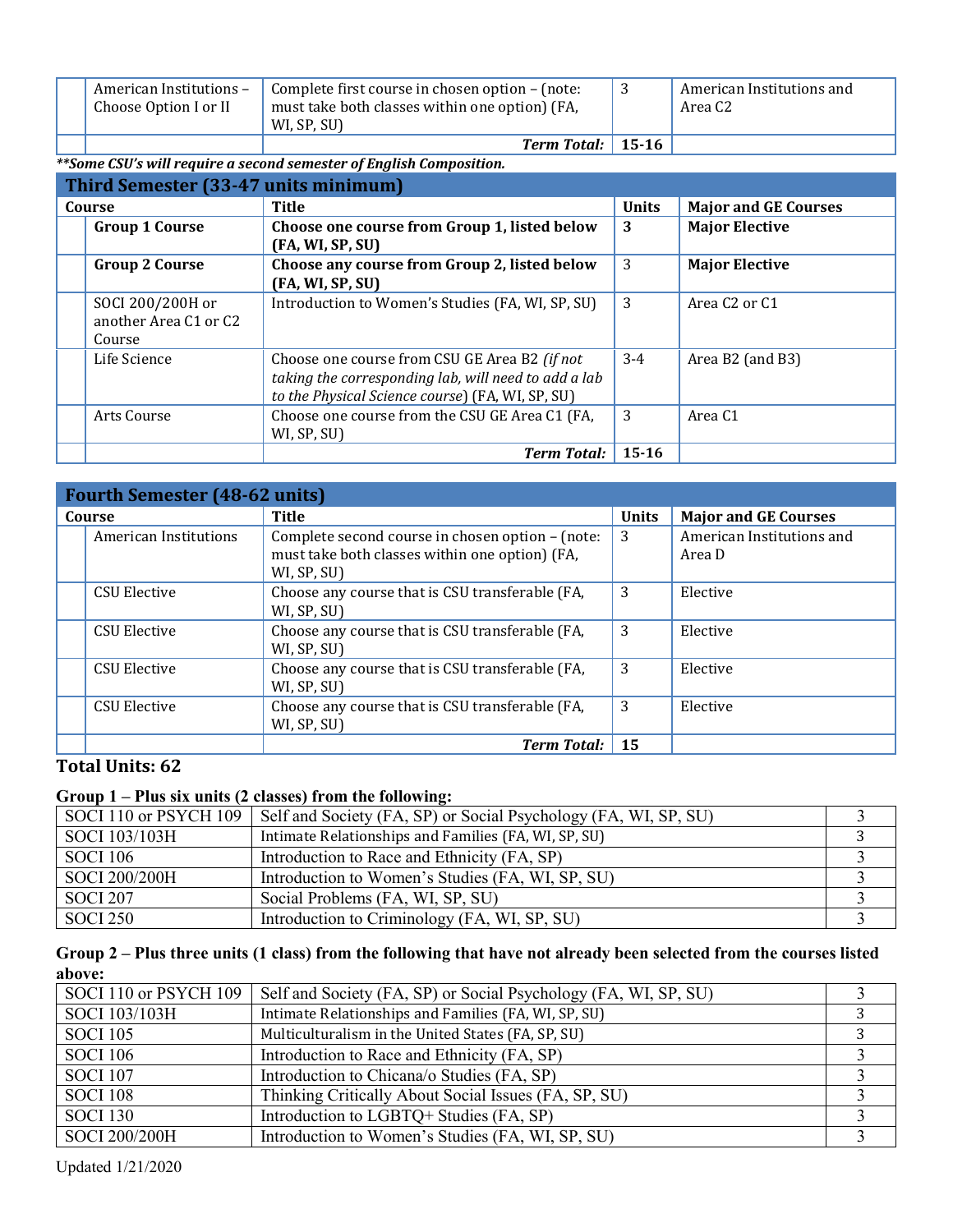| | Course | Title | Units | Major and GE Courses |
|---|---|---|---|---|
| | American Institutions – Choose Option I or II | Complete first course in chosen option – (note: must take both classes within one option) (FA, WI, SP, SU) | 3 | American Institutions and Area C2 |
| | | ***Term Total:*** | **15-16** | |

***Some CSU's will require a second semester of English Composition.**

## Third Semester (33-47 units minimum)

| | Course | Title | Units | Major and GE Courses |
|---|---|---|---|---|
| | **Group 1 Course** | **Choose one course from Group 1, listed below (FA, WI, SP, SU)** | **3** | **Major Elective** |
| | **Group 2 Course** | **Choose any course from Group 2, listed below (FA, WI, SP, SU)** | 3 | **Major Elective** |
| | SOCI 200/200H or another Area C1 or C2 Course | Introduction to Women's Studies (FA, WI, SP, SU) | 3 | Area C2 or C1 |
| | Life Science | Choose one course from CSU GE Area B2 *(if not taking the corresponding lab, will need to add a lab to the Physical Science course)* (FA, WI, SP, SU) | 3-4 | Area B2 (and B3) |
| | Arts Course | Choose one course from the CSU GE Area C1 (FA, WI, SP, SU) | 3 | Area C1 |
| | | ***Term Total:*** | **15-16** | |

## Fourth Semester (48-62 units)

| | Course | Title | Units | Major and GE Courses |
|---|---|---|---|---|
| | American Institutions | Complete second course in chosen option – (note: must take both classes within one option) (FA, WI, SP, SU) | 3 | American Institutions and Area D |
| | CSU Elective | Choose any course that is CSU transferable (FA, WI, SP, SU) | 3 | Elective |
| | CSU Elective | Choose any course that is CSU transferable (FA, WI, SP, SU) | 3 | Elective |
| | CSU Elective | Choose any course that is CSU transferable (FA, WI, SP, SU) | 3 | Elective |
| | CSU Elective | Choose any course that is CSU transferable (FA, WI, SP, SU) | 3 | Elective |
| | | ***Term Total:*** | **15** | |

**Total Units: 62**

**Group 1 – Plus six units (2 classes) from the following:**

| Course | Title | Units |
|---|---|---|
| SOCI 110 or PSYCH 109 | Self and Society (FA, SP) or Social Psychology (FA, WI, SP, SU) | 3 |
| SOCI 103/103H | Intimate Relationships and Families (FA, WI, SP, SU) | 3 |
| SOCI 106 | Introduction to Race and Ethnicity (FA, SP) | 3 |
| SOCI 200/200H | Introduction to Women's Studies (FA, WI, SP, SU) | 3 |
| SOCI 207 | Social Problems (FA, WI, SP, SU) | 3 |
| SOCI 250 | Introduction to Criminology (FA, WI, SP, SU) | 3 |

**Group 2 – Plus three units (1 class) from the following that have not already been selected from the courses listed above:**

| Course | Title | Units |
|---|---|---|
| SOCI 110 or PSYCH 109 | Self and Society (FA, SP) or Social Psychology (FA, WI, SP, SU) | 3 |
| SOCI 103/103H | Intimate Relationships and Families (FA, WI, SP, SU) | 3 |
| SOCI 105 | Multiculturalism in the United States (FA, SP, SU) | 3 |
| SOCI 106 | Introduction to Race and Ethnicity (FA, SP) | 3 |
| SOCI 107 | Introduction to Chicana/o Studies (FA, SP) | 3 |
| SOCI 108 | Thinking Critically About Social Issues (FA, SP, SU) | 3 |
| SOCI 130 | Introduction to LGBTQ+ Studies (FA, SP) | 3 |
| SOCI 200/200H | Introduction to Women's Studies (FA, WI, SP, SU) | 3 |

Updated 1/21/2020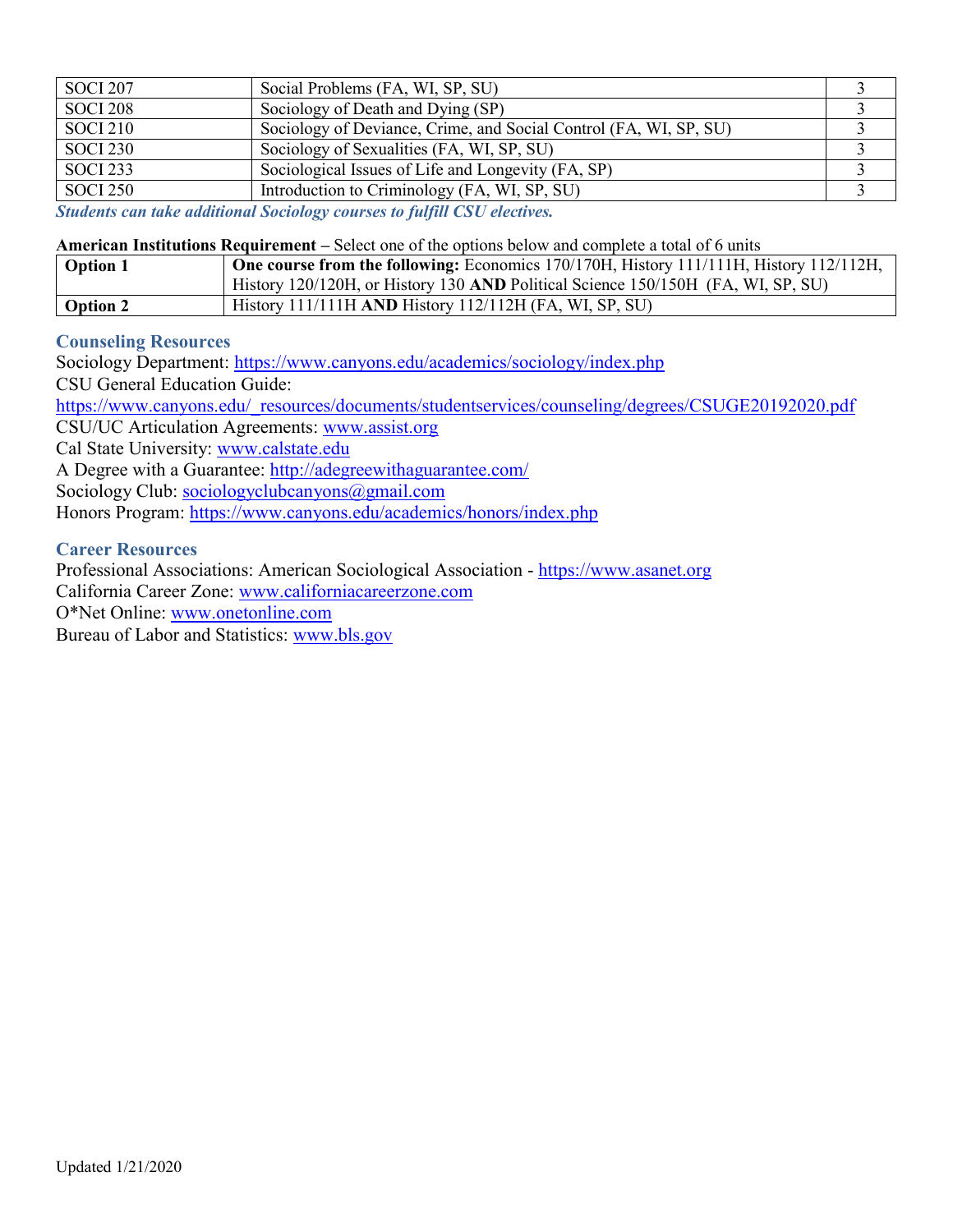| | | |
|---|---|---|
| SOCI 207 | Social Problems (FA, WI, SP, SU) | 3 |
| SOCI 208 | Sociology of Death and Dying (SP) | 3 |
| SOCI 210 | Sociology of Deviance, Crime, and Social Control (FA, WI, SP, SU) | 3 |
| SOCI 230 | Sociology of Sexualities (FA, WI, SP, SU) | 3 |
| SOCI 233 | Sociological Issues of Life and Longevity (FA, SP) | 3 |
| SOCI 250 | Introduction to Criminology (FA, WI, SP, SU) | 3 |

***Students can take additional Sociology courses to fulfill CSU electives.***

**American Institutions Requirement** – Select one of the options below and complete a total of 6 units

| | |
|---|---|
| **Option 1** | **One course from the following:** Economics 170/170H, History 111/111H, History 112/112H, History 120/120H, or History 130 **AND** Political Science 150/150H (FA, WI, SP, SU) |
| **Option 2** | History 111/111H **AND** History 112/112H (FA, WI, SP, SU) |

## Counseling Resources

Sociology Department: https://www.canyons.edu/academics/sociology/index.php
CSU General Education Guide:
https://www.canyons.edu/_resources/documents/studentservices/counseling/degrees/CSUGE20192020.pdf
CSU/UC Articulation Agreements: www.assist.org
Cal State University: www.calstate.edu
A Degree with a Guarantee: http://adegreewithaguarantee.com/
Sociology Club: sociologyclubcanyons@gmail.com
Honors Program: https://www.canyons.edu/academics/honors/index.php

## Career Resources

Professional Associations: American Sociological Association - https://www.asanet.org
California Career Zone: www.californiacareerzone.com
O*Net Online: www.onetonline.com
Bureau of Labor and Statistics: www.bls.gov

Updated 1/21/2020